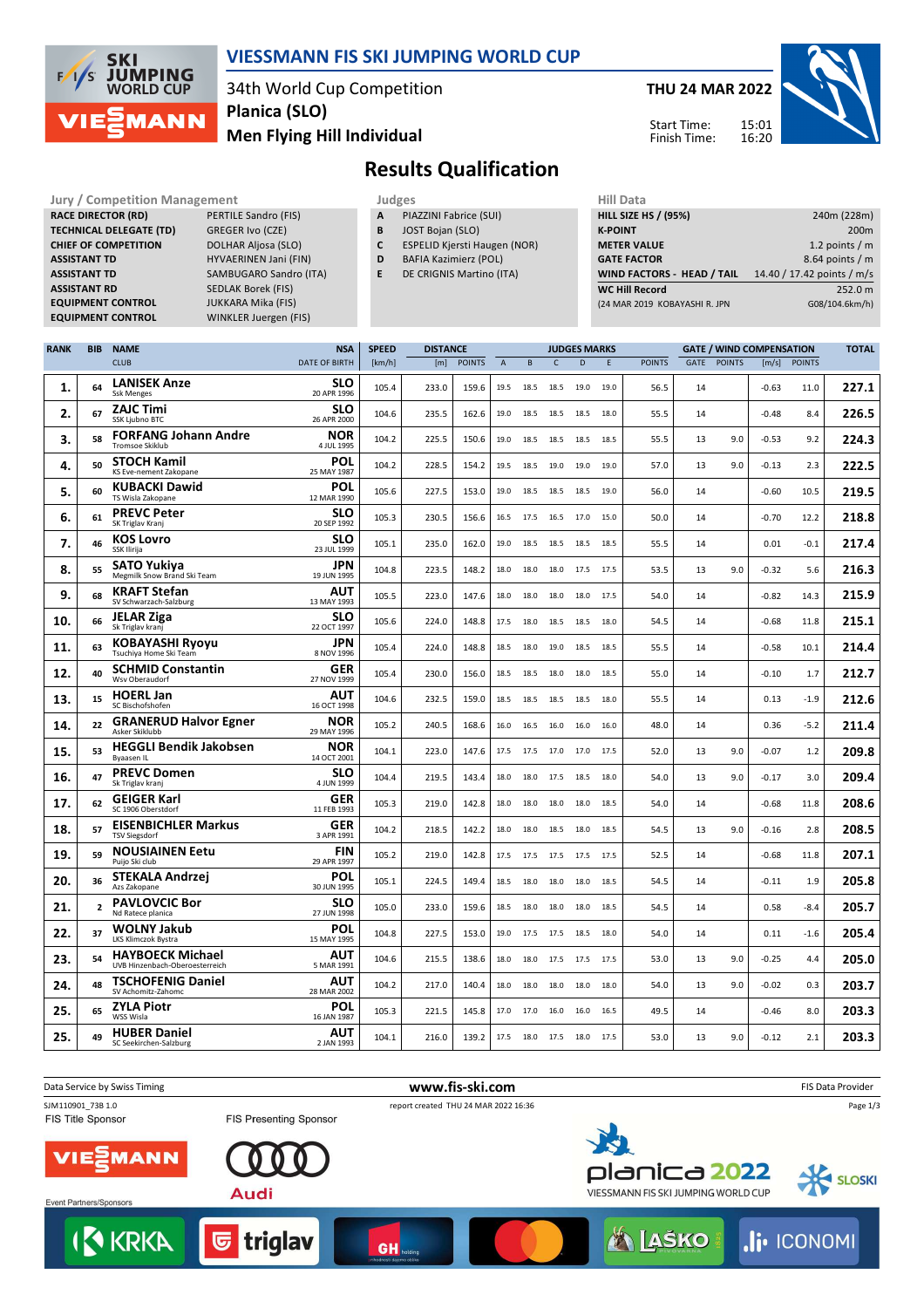# VIESSMANN FIS SKI JUMPING WORLD CUP

34th World Cup Competition
Planica (SLO)
Men Flying Hill Individual

THU 24 MAR 2022

Start Time: 15:01
Finish Time: 16:20

## Results Qualification

| Jury / Competition Management | |
|---|---|
| RACE DIRECTOR (RD) | PERTILE Sandro (FIS) |
| TECHNICAL DELEGATE (TD) | GREGER Ivo (CZE) |
| CHIEF OF COMPETITION | DOLHAR Aljosa (SLO) |
| ASSISTANT TD | HYVAERINEN Jani (FIN) |
| ASSISTANT TD | SAMBUGARO Sandro (ITA) |
| ASSISTANT RD | SEDLAK Borek (FIS) |
| EQUIPMENT CONTROL | JUKKARA Mika (FIS) |
| EQUIPMENT CONTROL | WINKLER Juergen (FIS) |

| Judges | |
|---|---|
| A | PIAZZINI Fabrice (SUI) |
| B | JOST Bojan (SLO) |
| C | ESPELID Kjersti Haugen (NOR) |
| D | BAFIA Kazimierz (POL) |
| E | DE CRIGNIS Martino (ITA) |

| Hill Data | |
|---|---|
| HILL SIZE HS / (95%) | 240m (228m) |
| K-POINT | 200m |
| METER VALUE | 1.2 points / m |
| GATE FACTOR | 8.64 points / m |
| WIND FACTORS - HEAD / TAIL | 14.40 / 17.42 points / m/s |
| WC Hill Record | 252.0 m |
| (24 MAR 2019 KOBAYASHI R. JPN | G08/104.6km/h) |

| RANK | BIB | NAME / CLUB | NSA / DATE OF BIRTH | SPEED [km/h] | DISTANCE [m] | DISTANCE POINTS | A | B | C | D | E | JUDGES POINTS | GATE | GATE POINTS | WIND [m/s] | WIND POINTS | TOTAL |
|---|---|---|---|---|---|---|---|---|---|---|---|---|---|---|---|---|---|
| 1. | 64 | LANISEK Anze / Ssk Menges | SLO / 20 APR 1996 | 105.4 | 233.0 | 159.6 | 19.5 | 18.5 | 18.5 | 19.0 | 19.0 | 56.5 | 14 | | -0.63 | 11.0 | 227.1 |
| 2. | 67 | ZAJC Timi / SSK Ljubno BTC | SLO / 26 APR 2000 | 104.6 | 235.5 | 162.6 | 19.0 | 18.5 | 18.5 | 18.5 | 18.0 | 55.5 | 14 | | -0.48 | 8.4 | 226.5 |
| 3. | 58 | FORFANG Johann Andre / Tromsoe Skiklub | NOR / 4 JUL 1995 | 104.2 | 225.5 | 150.6 | 19.0 | 18.5 | 18.5 | 18.5 | 18.5 | 55.5 | 13 | 9.0 | -0.53 | 9.2 | 224.3 |
| 4. | 50 | STOCH Kamil / KS Eve-nement Zakopane | POL / 25 MAY 1987 | 104.2 | 228.5 | 154.2 | 19.5 | 18.5 | 19.0 | 19.0 | 19.0 | 57.0 | 13 | 9.0 | -0.13 | 2.3 | 222.5 |
| 5. | 60 | KUBACKI Dawid / TS Wisla Zakopane | POL / 12 MAR 1990 | 105.6 | 227.5 | 153.0 | 19.0 | 18.5 | 18.5 | 18.5 | 19.0 | 56.0 | 14 | | -0.60 | 10.5 | 219.5 |
| 6. | 61 | PREVC Peter / SK Triglav Kranj | SLO / 20 SEP 1992 | 105.3 | 230.5 | 156.6 | 16.5 | 17.5 | 16.5 | 17.0 | 15.0 | 50.0 | 14 | | -0.70 | 12.2 | 218.8 |
| 7. | 46 | KOS Lovro / SSK Ilirija | SLO / 23 JUL 1999 | 105.1 | 235.0 | 162.0 | 19.0 | 18.5 | 18.5 | 18.5 | 18.5 | 55.5 | 14 | | 0.01 | -0.1 | 217.4 |
| 8. | 55 | SATO Yukiya / Megmilk Snow Brand Ski Team | JPN / 19 JUN 1995 | 104.8 | 223.5 | 148.2 | 18.0 | 18.0 | 18.0 | 17.5 | 17.5 | 53.5 | 13 | 9.0 | -0.32 | 5.6 | 216.3 |
| 9. | 68 | KRAFT Stefan / SV Schwarzach-Salzburg | AUT / 13 MAY 1993 | 105.5 | 223.0 | 147.6 | 18.0 | 18.0 | 18.0 | 18.0 | 17.5 | 54.0 | 14 | | -0.82 | 14.3 | 215.9 |
| 10. | 66 | JELAR Ziga / Sk Triglav kranj | SLO / 22 OCT 1997 | 105.6 | 224.0 | 148.8 | 17.5 | 18.0 | 18.5 | 18.5 | 18.0 | 54.5 | 14 | | -0.68 | 11.8 | 215.1 |
| 11. | 63 | KOBAYASHI Ryoyu / Tsuchiya Home Ski Team | JPN / 8 NOV 1996 | 105.4 | 224.0 | 148.8 | 18.5 | 18.0 | 19.0 | 18.5 | 18.5 | 55.5 | 14 | | -0.58 | 10.1 | 214.4 |
| 12. | 40 | SCHMID Constantin / Wsv Oberaudorf | GER / 27 NOV 1999 | 105.4 | 230.0 | 156.0 | 18.5 | 18.5 | 18.0 | 18.0 | 18.5 | 55.0 | 14 | | -0.10 | 1.7 | 212.7 |
| 13. | 15 | HOERL Jan / SC Bischofshofen | AUT / 16 OCT 1998 | 104.6 | 232.5 | 159.0 | 18.5 | 18.5 | 18.5 | 18.5 | 18.0 | 55.5 | 14 | | 0.13 | -1.9 | 212.6 |
| 14. | 22 | GRANERUD Halvor Egner / Asker Skiklubb | NOR / 29 MAY 1996 | 105.2 | 240.5 | 168.6 | 16.0 | 16.5 | 16.0 | 16.0 | 16.0 | 48.0 | 14 | | 0.36 | -5.2 | 211.4 |
| 15. | 53 | HEGGLI Bendik Jakobsen / Byaasen IL | NOR / 14 OCT 2001 | 104.1 | 223.0 | 147.6 | 17.5 | 17.5 | 17.0 | 17.0 | 17.5 | 52.0 | 13 | 9.0 | -0.07 | 1.2 | 209.8 |
| 16. | 47 | PREVC Domen / Sk Triglav kranj | SLO / 4 JUN 1999 | 104.4 | 219.5 | 143.4 | 18.0 | 18.0 | 17.5 | 18.5 | 18.0 | 54.0 | 13 | 9.0 | -0.17 | 3.0 | 209.4 |
| 17. | 62 | GEIGER Karl / SC 1906 Oberstdorf | GER / 11 FEB 1993 | 105.3 | 219.0 | 142.8 | 18.0 | 18.0 | 18.0 | 18.0 | 18.5 | 54.0 | 14 | | -0.68 | 11.8 | 208.6 |
| 18. | 57 | EISENBICHLER Markus / TSV Siegsdorf | GER / 3 APR 1991 | 104.2 | 218.5 | 142.2 | 18.0 | 18.0 | 18.5 | 18.0 | 18.5 | 54.5 | 13 | 9.0 | -0.16 | 2.8 | 208.5 |
| 19. | 59 | NOUSIAINEN Eetu / Puijo Ski club | FIN / 29 APR 1997 | 105.2 | 219.0 | 142.8 | 17.5 | 17.5 | 17.5 | 17.5 | 17.5 | 52.5 | 14 | | -0.68 | 11.8 | 207.1 |
| 20. | 36 | STEKALA Andrzej / Azs Zakopane | POL / 30 JUN 1995 | 105.1 | 224.5 | 149.4 | 18.5 | 18.0 | 18.0 | 18.0 | 18.5 | 54.5 | 14 | | -0.11 | 1.9 | 205.8 |
| 21. | 2 | PAVLOVCIC Bor / Nd Ratece planica | SLO / 27 JUN 1998 | 105.0 | 233.0 | 159.6 | 18.5 | 18.0 | 18.0 | 18.0 | 18.5 | 54.5 | 14 | | 0.58 | -8.4 | 205.7 |
| 22. | 37 | WOLNY Jakub / LKS Klimczok Bystra | POL / 15 MAY 1995 | 104.8 | 227.5 | 153.0 | 19.0 | 17.5 | 17.5 | 18.5 | 18.0 | 54.0 | 14 | | 0.11 | -1.6 | 205.4 |
| 23. | 54 | HAYBOECK Michael / UVB Hinzenbach-Oberoesterreich | AUT / 5 MAR 1991 | 104.6 | 215.5 | 138.6 | 18.0 | 18.0 | 17.5 | 17.5 | 17.5 | 53.0 | 13 | 9.0 | -0.25 | 4.4 | 205.0 |
| 24. | 48 | TSCHOFENIG Daniel / SV Achomitz-Zahomc | AUT / 28 MAR 2002 | 104.2 | 217.0 | 140.4 | 18.0 | 18.0 | 18.0 | 18.0 | 18.0 | 54.0 | 13 | 9.0 | -0.02 | 0.3 | 203.7 |
| 25. | 65 | ZYLA Piotr / WSS Wisla | POL / 16 JAN 1987 | 105.3 | 221.5 | 145.8 | 17.0 | 17.0 | 16.0 | 16.0 | 16.5 | 49.5 | 14 | | -0.46 | 8.0 | 203.3 |
| 25. | 49 | HUBER Daniel / SC Seekirchen-Salzburg | AUT / 2 JAN 1993 | 104.1 | 216.0 | 139.2 | 17.5 | 18.0 | 17.5 | 18.0 | 17.5 | 53.0 | 13 | 9.0 | -0.12 | 2.1 | 203.3 |

Data Service by Swiss Timing — www.fis-ski.com — FIS Data Provider

SJM110901_73B 1.0 — report created THU 24 MAR 2022 16:36

FIS Title Sponsor: VIESSMANN — FIS Presenting Sponsor: Audi

Event Partners/Sponsors: KRKA, triglav, GH holding, LAŠKO, ICONOMI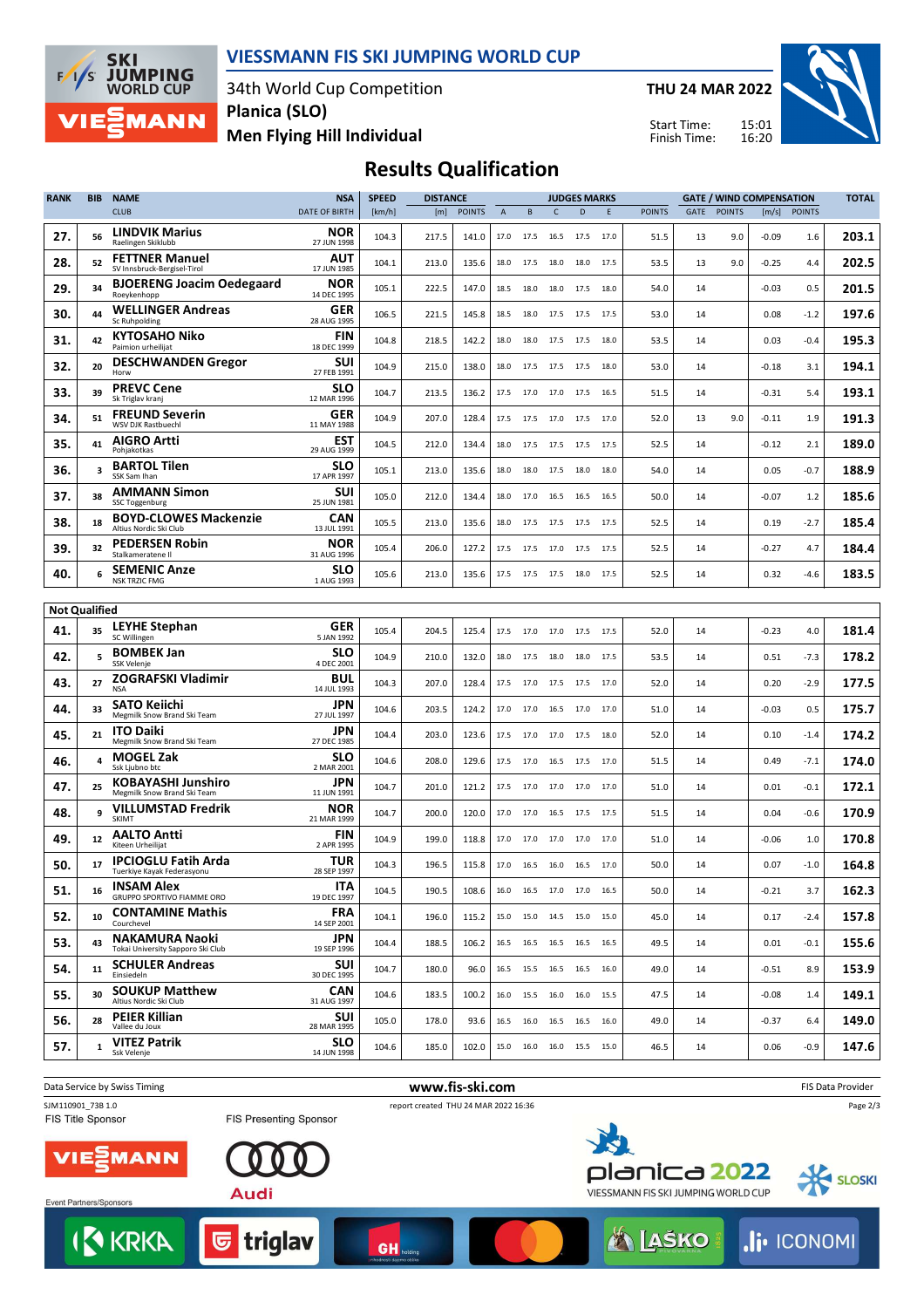# VIESSMANN FIS SKI JUMPING WORLD CUP

34th World Cup Competition
Planica (SLO)
Men Flying Hill Individual

THU 24 MAR 2022

Start Time: 15:01
Finish Time: 16:20

## Results Qualification

| RANK | BIB | NAME / CLUB | NSA / DATE OF BIRTH | SPEED [km/h] | DISTANCE [m] | DISTANCE POINTS | A | B | C | D | E | JUDGES POINTS | GATE | GATE POINTS | WIND [m/s] | WIND POINTS | TOTAL |
|---|---|---|---|---|---|---|---|---|---|---|---|---|---|---|---|---|---|
| 27. | 56 | LINDVIK Marius / Raelingen Skiklubb | NOR / 27 JUN 1998 | 104.3 | 217.5 | 141.0 | 17.0 | 17.5 | 16.5 | 17.5 | 17.0 | 51.5 | 13 | 9.0 | -0.09 | 1.6 | 203.1 |
| 28. | 52 | FETTNER Manuel / SV Innsbruck-Bergisel-Tirol | AUT / 17 JUN 1985 | 104.1 | 213.0 | 135.6 | 18.0 | 17.5 | 18.0 | 18.0 | 17.5 | 53.5 | 13 | 9.0 | -0.25 | 4.4 | 202.5 |
| 29. | 34 | BJOERENG Joacim Oedegaard / Roeykenhopp | NOR / 14 DEC 1995 | 105.1 | 222.5 | 147.0 | 18.5 | 18.0 | 18.0 | 17.5 | 18.0 | 54.0 | 14 | | -0.03 | 0.5 | 201.5 |
| 30. | 44 | WELLINGER Andreas / Sc Ruhpolding | GER / 28 AUG 1995 | 106.5 | 221.5 | 145.8 | 18.5 | 18.0 | 17.5 | 17.5 | 17.5 | 53.0 | 14 | | 0.08 | -1.2 | 197.6 |
| 31. | 42 | KYTOSAHO Niko / Paimion urheilijat | FIN / 18 DEC 1999 | 104.8 | 218.5 | 142.2 | 18.0 | 18.0 | 17.5 | 17.5 | 18.0 | 53.5 | 14 | | 0.03 | -0.4 | 195.3 |
| 32. | 20 | DESCHWANDEN Gregor / Horw | SUI / 27 FEB 1991 | 104.9 | 215.0 | 138.0 | 18.0 | 17.5 | 17.5 | 17.5 | 18.0 | 53.0 | 14 | | -0.18 | 3.1 | 194.1 |
| 33. | 39 | PREVC Cene / Sk Triglav kranj | SLO / 12 MAR 1996 | 104.7 | 213.5 | 136.2 | 17.5 | 17.0 | 17.0 | 17.5 | 16.5 | 51.5 | 14 | | -0.31 | 5.4 | 193.1 |
| 34. | 51 | FREUND Severin / WSV DJK Rastbuechl | GER / 11 MAY 1988 | 104.9 | 207.0 | 128.4 | 17.5 | 17.5 | 17.0 | 17.5 | 17.0 | 52.0 | 13 | 9.0 | -0.11 | 1.9 | 191.3 |
| 35. | 41 | AIGRO Artti / Pohjakotkas | EST / 29 AUG 1999 | 104.5 | 212.0 | 134.4 | 18.0 | 17.5 | 17.5 | 17.5 | 17.5 | 52.5 | 14 | | -0.12 | 2.1 | 189.0 |
| 36. | 3 | BARTOL Tilen / SSK Sam Ihan | SLO / 17 APR 1997 | 105.1 | 213.0 | 135.6 | 18.0 | 18.0 | 17.5 | 18.0 | 18.0 | 54.0 | 14 | | 0.05 | -0.7 | 188.9 |
| 37. | 38 | AMMANN Simon / SSC Toggenburg | SUI / 25 JUN 1981 | 105.0 | 212.0 | 134.4 | 18.0 | 17.0 | 16.5 | 16.5 | 16.5 | 50.0 | 14 | | -0.07 | 1.2 | 185.6 |
| 38. | 18 | BOYD-CLOWES Mackenzie / Altius Nordic Ski Club | CAN / 13 JUL 1991 | 105.5 | 213.0 | 135.6 | 18.0 | 17.5 | 17.5 | 17.5 | 17.5 | 52.5 | 14 | | 0.19 | -2.7 | 185.4 |
| 39. | 32 | PEDERSEN Robin / Stalkameratene Il | NOR / 31 AUG 1996 | 105.4 | 206.0 | 127.2 | 17.5 | 17.5 | 17.0 | 17.5 | 17.5 | 52.5 | 14 | | -0.27 | 4.7 | 184.4 |
| 40. | 6 | SEMENIC Anze / NSK TRZIC FMG | SLO / 1 AUG 1993 | 105.6 | 213.0 | 135.6 | 17.5 | 17.5 | 17.5 | 18.0 | 17.5 | 52.5 | 14 | | 0.32 | -4.6 | 183.5 |
| **Not Qualified** | | | | | | | | | | | | | | | | | |
| 41. | 35 | LEYHE Stephan / SC Willingen | GER / 5 JAN 1992 | 105.4 | 204.5 | 125.4 | 17.5 | 17.0 | 17.0 | 17.5 | 17.5 | 52.0 | 14 | | -0.23 | 4.0 | 181.4 |
| 42. | 5 | BOMBEK Jan / SSK Velenje | SLO / 4 DEC 2001 | 104.9 | 210.0 | 132.0 | 18.0 | 17.5 | 18.0 | 18.0 | 17.5 | 53.5 | 14 | | 0.51 | -7.3 | 178.2 |
| 43. | 27 | ZOGRAFSKI Vladimir / NSA | BUL / 14 JUL 1993 | 104.3 | 207.0 | 128.4 | 17.5 | 17.0 | 17.5 | 17.5 | 17.0 | 52.0 | 14 | | 0.20 | -2.9 | 177.5 |
| 44. | 33 | SATO Keiichi / Megmilk Snow Brand Ski Team | JPN / 27 JUL 1997 | 104.6 | 203.5 | 124.2 | 17.0 | 17.0 | 16.5 | 17.0 | 17.0 | 51.0 | 14 | | -0.03 | 0.5 | 175.7 |
| 45. | 21 | ITO Daiki / Megmilk Snow Brand Ski Team | JPN / 27 DEC 1985 | 104.4 | 203.0 | 123.6 | 17.5 | 17.0 | 17.0 | 17.5 | 18.0 | 52.0 | 14 | | 0.10 | -1.4 | 174.2 |
| 46. | 4 | MOGEL Zak / Ssk Ljubno btc | SLO / 2 MAR 2001 | 104.6 | 208.0 | 129.6 | 17.5 | 17.0 | 16.5 | 17.5 | 17.0 | 51.5 | 14 | | 0.49 | -7.1 | 174.0 |
| 47. | 25 | KOBAYASHI Junshiro / Megmilk Snow Brand Ski Team | JPN / 11 JUN 1991 | 104.7 | 201.0 | 121.2 | 17.5 | 17.0 | 17.0 | 17.0 | 17.0 | 51.0 | 14 | | 0.01 | -0.1 | 172.1 |
| 48. | 9 | VILLUMSTAD Fredrik / SKIMT | NOR / 21 MAR 1999 | 104.7 | 200.0 | 120.0 | 17.0 | 17.0 | 16.5 | 17.5 | 17.5 | 51.5 | 14 | | 0.04 | -0.6 | 170.9 |
| 49. | 12 | AALTO Antti / Kiteen Urheilijat | FIN / 2 APR 1995 | 104.9 | 199.0 | 118.8 | 17.0 | 17.0 | 17.0 | 17.0 | 17.0 | 51.0 | 14 | | -0.06 | 1.0 | 170.8 |
| 50. | 17 | IPCIOGLU Fatih Arda / Tuerkiye Kayak Federasyonu | TUR / 28 SEP 1997 | 104.3 | 196.5 | 115.8 | 17.0 | 16.5 | 16.0 | 16.5 | 17.0 | 50.0 | 14 | | 0.07 | -1.0 | 164.8 |
| 51. | 16 | INSAM Alex / GRUPPO SPORTIVO FIAMME ORO | ITA / 19 DEC 1997 | 104.5 | 190.5 | 108.6 | 16.0 | 16.5 | 17.0 | 17.0 | 16.5 | 50.0 | 14 | | -0.21 | 3.7 | 162.3 |
| 52. | 10 | CONTAMINE Mathis / Courchevel | FRA / 14 SEP 2001 | 104.1 | 196.0 | 115.2 | 15.0 | 15.0 | 14.5 | 15.0 | 15.0 | 45.0 | 14 | | 0.17 | -2.4 | 157.8 |
| 53. | 43 | NAKAMURA Naoki / Tokai University Sapporo Ski Club | JPN / 19 SEP 1996 | 104.4 | 188.5 | 106.2 | 16.5 | 16.5 | 16.5 | 16.5 | 16.5 | 49.5 | 14 | | 0.01 | -0.1 | 155.6 |
| 54. | 11 | SCHULER Andreas / Einsiedeln | SUI / 30 DEC 1995 | 104.7 | 180.0 | 96.0 | 16.5 | 15.5 | 16.5 | 16.5 | 16.0 | 49.0 | 14 | | -0.51 | 8.9 | 153.9 |
| 55. | 30 | SOUKUP Matthew / Altius Nordic Ski Club | CAN / 31 AUG 1997 | 104.6 | 183.5 | 100.2 | 16.0 | 15.5 | 16.0 | 16.0 | 15.5 | 47.5 | 14 | | -0.08 | 1.4 | 149.1 |
| 56. | 28 | PEIER Killian / Vallee du Joux | SUI / 28 MAR 1995 | 105.0 | 178.0 | 93.6 | 16.5 | 16.0 | 16.5 | 16.5 | 16.0 | 49.0 | 14 | | -0.37 | 6.4 | 149.0 |
| 57. | 1 | VITEZ Patrik / Ssk Velenje | SLO / 14 JUN 1998 | 104.6 | 185.0 | 102.0 | 15.0 | 16.0 | 16.0 | 15.5 | 15.0 | 46.5 | 14 | | 0.06 | -0.9 | 147.6 |

Data Service by Swiss Timing — www.fis-ski.com — FIS Data Provider

SJM110901_73B 1.0 — report created THU 24 MAR 2022 16:36

FIS Title Sponsor: VIESSMANN — FIS Presenting Sponsor: Audi

planica 2022 VIESSMANN FIS SKI JUMPING WORLD CUP — SLOSKI

Event Partners/Sponsors: KRKA, triglav, GH holding, LAŠKO, ICONOMI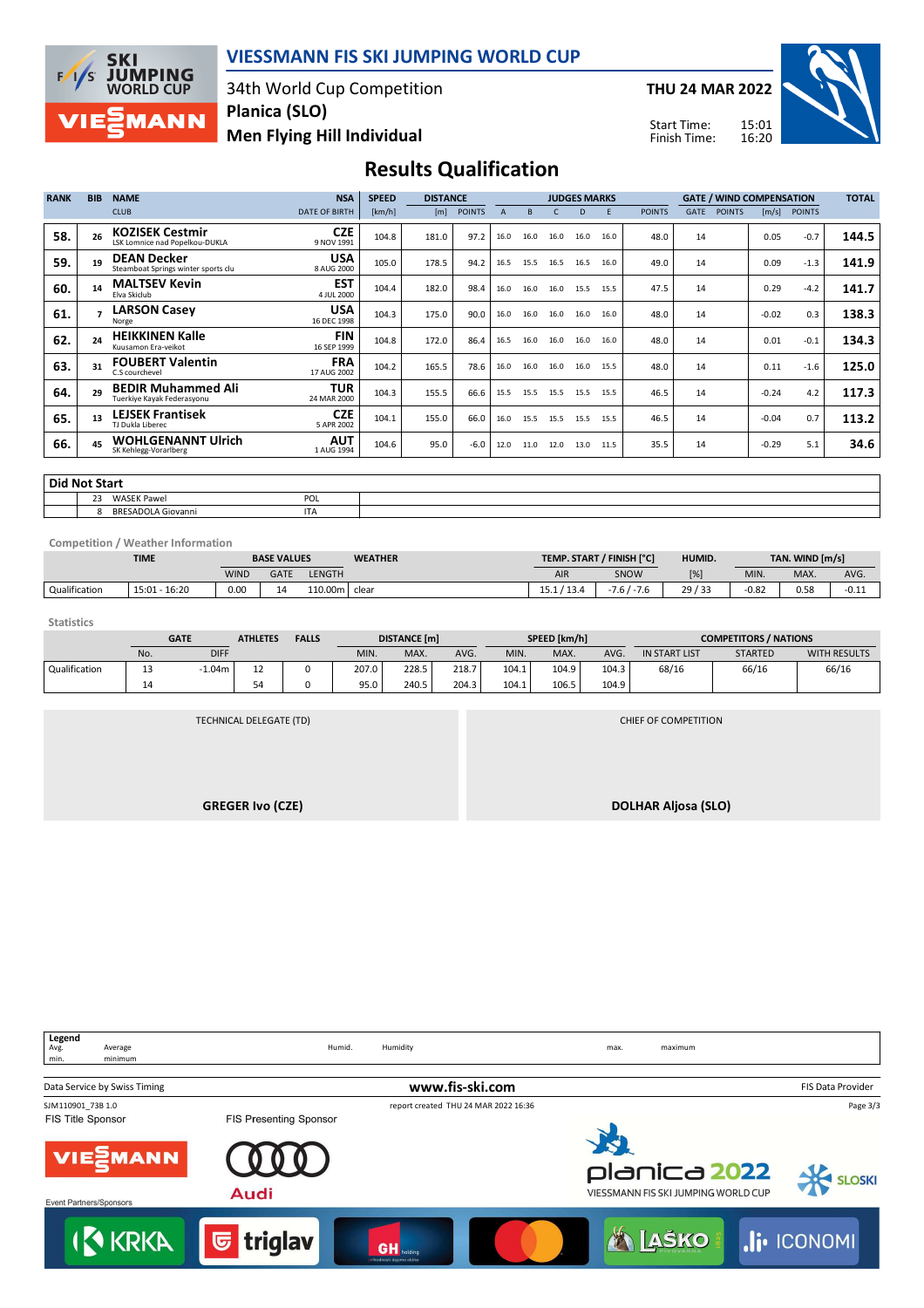# VIESSMANN FIS SKI JUMPING WORLD CUP

34th World Cup Competition
**Planica (SLO)**
**Men Flying Hill Individual**

**THU 24 MAR 2022**

Start Time: 15:01
Finish Time: 16:20

## Results Qualification

| RANK | BIB | NAME / CLUB | NSA / DATE OF BIRTH | SPEED [km/h] | DISTANCE [m] | DISTANCE POINTS | A | B | C | D | E | JUDGES POINTS | GATE | GATE POINTS | WIND [m/s] | WIND POINTS | TOTAL |
|---|---|---|---|---|---|---|---|---|---|---|---|---|---|---|---|---|---|
| 58. | 26 | **KOZISEK Cestmir** LSK Lomnice nad Popelkou-DUKLA | **CZE** 9 NOV 1991 | 104.8 | 181.0 | 97.2 | 16.0 | 16.0 | 16.0 | 16.0 | 16.0 | 48.0 | 14 | | 0.05 | -0.7 | **144.5** |
| 59. | 19 | **DEAN Decker** Steamboat Springs winter sports clu | **USA** 8 AUG 2000 | 105.0 | 178.5 | 94.2 | 16.5 | 15.5 | 16.5 | 16.5 | 16.0 | 49.0 | 14 | | 0.09 | -1.3 | **141.9** |
| 60. | 14 | **MALTSEV Kevin** Elva Skiclub | **EST** 4 JUL 2000 | 104.4 | 182.0 | 98.4 | 16.0 | 16.0 | 16.0 | 15.5 | 15.5 | 47.5 | 14 | | 0.29 | -4.2 | **141.7** |
| 61. | 7 | **LARSON Casey** Norge | **USA** 16 DEC 1998 | 104.3 | 175.0 | 90.0 | 16.0 | 16.0 | 16.0 | 16.0 | 16.0 | 48.0 | 14 | | -0.02 | 0.3 | **138.3** |
| 62. | 24 | **HEIKKINEN Kalle** Kuusamon Era-veikot | **FIN** 16 SEP 1999 | 104.8 | 172.0 | 86.4 | 16.5 | 16.0 | 16.0 | 16.0 | 16.0 | 48.0 | 14 | | 0.01 | -0.1 | **134.3** |
| 63. | 31 | **FOUBERT Valentin** C.S courchevel | **FRA** 17 AUG 2002 | 104.2 | 165.5 | 78.6 | 16.0 | 16.0 | 16.0 | 16.0 | 15.5 | 48.0 | 14 | | 0.11 | -1.6 | **125.0** |
| 64. | 29 | **BEDIR Muhammed Ali** Tuerkiye Kayak Federasyonu | **TUR** 24 MAR 2000 | 104.3 | 155.5 | 66.6 | 15.5 | 15.5 | 15.5 | 15.5 | 15.5 | 46.5 | 14 | | -0.24 | 4.2 | **117.3** |
| 65. | 13 | **LEJSEK Frantisek** TJ Dukla Liberec | **CZE** 5 APR 2002 | 104.1 | 155.0 | 66.0 | 16.0 | 15.5 | 15.5 | 15.5 | 15.5 | 46.5 | 14 | | -0.04 | 0.7 | **113.2** |
| 66. | 45 | **WOHLGENANNT Ulrich** SK Kehlegg-Vorarlberg | **AUT** 1 AUG 1994 | 104.6 | 95.0 | -6.0 | 12.0 | 11.0 | 12.0 | 13.0 | 11.5 | 35.5 | 14 | | -0.29 | 5.1 | **34.6** |

### Did Not Start

| BIB | NAME | NSA |
|---|---|---|
| 23 | WASEK Pawel | POL |
| 8 | BRESADOLA Giovanni | ITA |

### Competition / Weather Information

| | TIME | BASE VALUES | | | WEATHER | TEMP. START / FINISH [°C] | | HUMID. | TAN. WIND [m/s] | | |
|---|---|---|---|---|---|---|---|---|---|---|---|
| | | WIND | GATE | LENGTH | | AIR | SNOW | [%] | MIN. | MAX. | AVG. |
| Qualification | 15:01 - 16:20 | 0.00 | 14 | 110.00m | clear | 15.1 / 13.4 | -7.6 / -7.6 | 29 / 33 | -0.82 | 0.58 | -0.11 |

### Statistics

| | GATE | | ATHLETES | FALLS | DISTANCE [m] | | | SPEED [km/h] | | | COMPETITORS / NATIONS | | |
|---|---|---|---|---|---|---|---|---|---|---|---|---|---|
| | No. | DIFF | | | MIN. | MAX. | AVG. | MIN. | MAX. | AVG. | IN START LIST | STARTED | WITH RESULTS |
| Qualification | 13 | -1.04m | 12 | 0 | 207.0 | 228.5 | 218.7 | 104.1 | 104.9 | 104.3 | 68/16 | 66/16 | 66/16 |
| | 14 | | 54 | 0 | 95.0 | 240.5 | 204.3 | 104.1 | 106.5 | 104.9 | | | |

TECHNICAL DELEGATE (TD): **GREGER Ivo (CZE)**

CHIEF OF COMPETITION: **DOLHAR Aljosa (SLO)**

**Legend**
Avg. Average
min. minimum
Humid. Humidity
max. maximum

Data Service by Swiss Timing — www.fis-ski.com — FIS Data Provider

SJM110901_73B 1.0 — report created THU 24 MAR 2022 16:36

FIS Title Sponsor: VIESSMANN
FIS Presenting Sponsor: Audi
Event Partners/Sponsors: KRKA, triglav, GH holding, Mastercard, LAŠKO, ICONOMI, planica 2022 VIESSMANN FIS SKI JUMPING WORLD CUP, SLOSKI